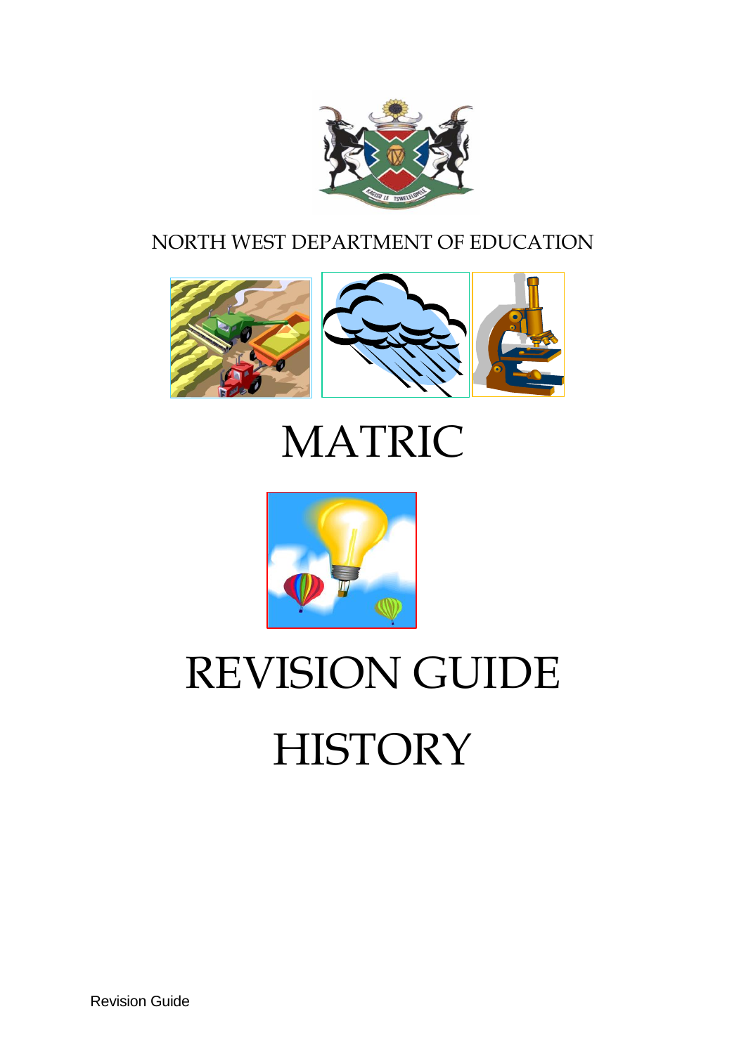NORTH WEST DEPARTMENT OF EDUCATION

# MATRIC

# REVISION GUIDE

# HISTORY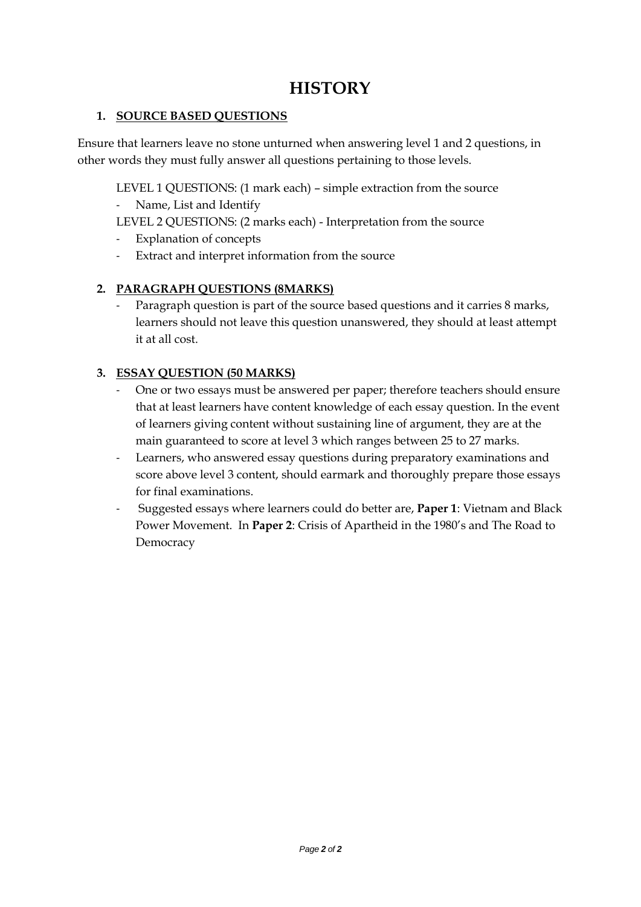# HISTORY

1. **SOURCE BASED QUESTIONS**

Ensure that learners leave no stone unturned when answering level 1 and 2 questions, in other words they must fully answer all questions pertaining to those levels.

LEVEL 1 QUESTIONS: (1 mark each) – simple extraction from the source

- Name, List and Identify

LEVEL 2 QUESTIONS: (2 marks each) - Interpretation from the source

- Explanation of concepts
- Extract and interpret information from the source

2. **PARAGRAPH QUESTIONS (8MARKS)**
   - Paragraph question is part of the source based questions and it carries 8 marks, learners should not leave this question unanswered, they should at least attempt it at all cost.

3. **ESSAY QUESTION (50 MARKS)**
   - One or two essays must be answered per paper; therefore teachers should ensure that at least learners have content knowledge of each essay question. In the event of learners giving content without sustaining line of argument, they are at the main guaranteed to score at level 3 which ranges between 25 to 27 marks.
   - Learners, who answered essay questions during preparatory examinations and score above level 3 content, should earmark and thoroughly prepare those essays for final examinations.
   - Suggested essays where learners could do better are, **Paper 1**: Vietnam and Black Power Movement. In **Paper 2**: Crisis of Apartheid in the 1980's and The Road to Democracy